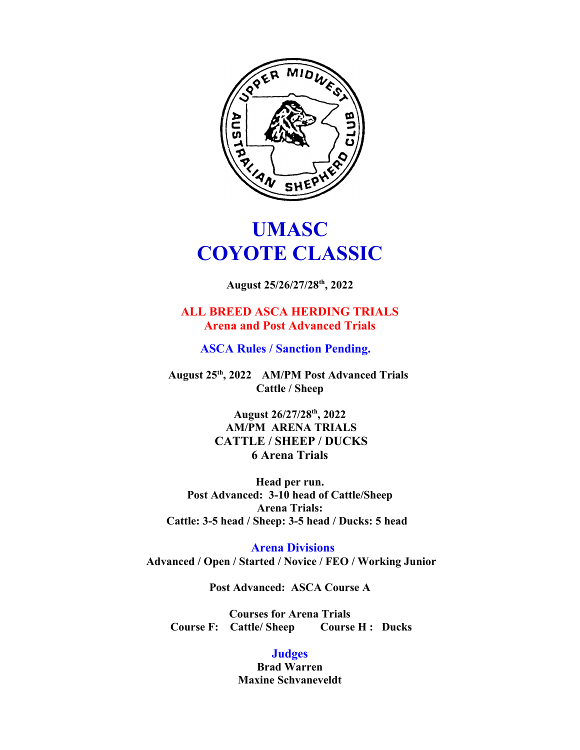# UMASC
# COYOTE CLASSIC

**August 25/26/27/28th, 2022**

**ALL BREED ASCA HERDING TRIALS**
**Arena and Post Advanced Trials**

**ASCA Rules / Sanction Pending.**

**August 25th, 2022 AM/PM Post Advanced Trials**
**Cattle / Sheep**

**August 26/27/28th, 2022**
**AM/PM ARENA TRIALS**
**CATTLE / SHEEP / DUCKS**
**6 Arena Trials**

**Head per run.**
**Post Advanced: 3-10 head of Cattle/Sheep**
**Arena Trials:**
**Cattle: 3-5 head / Sheep: 3-5 head / Ducks: 5 head**

**Arena Divisions**
**Advanced / Open / Started / Novice / FEO / Working Junior**

**Post Advanced: ASCA Course A**

**Courses for Arena Trials**
**Course F: Cattle/ Sheep Course H : Ducks**

**Judges**
**Brad Warren**
**Maxine Schvaneveldt**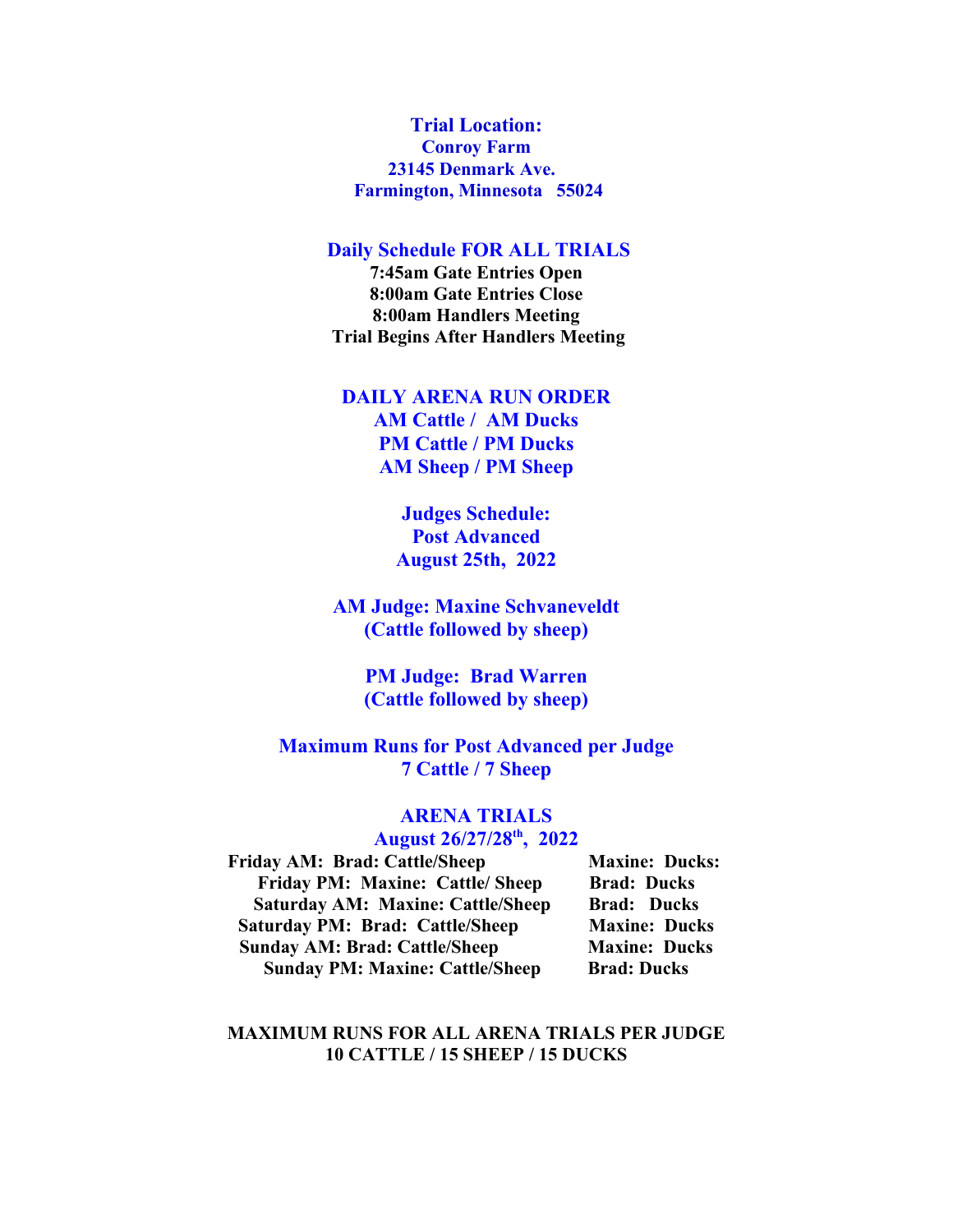**Trial Location:**
**Conroy Farm**
**23145 Denmark Ave.**
**Farmington, Minnesota 55024**

**Daily Schedule FOR ALL TRIALS**
**7:45am Gate Entries Open**
**8:00am Gate Entries Close**
**8:00am Handlers Meeting**
**Trial Begins After Handlers Meeting**

**DAILY ARENA RUN ORDER**
**AM Cattle / AM Ducks**
**PM Cattle / PM Ducks**
**AM Sheep / PM Sheep**

**Judges Schedule:**
**Post Advanced**
**August 25th, 2022**

**AM Judge: Maxine Schvaneveldt**
**(Cattle followed by sheep)**

**PM Judge: Brad Warren**
**(Cattle followed by sheep)**

**Maximum Runs for Post Advanced per Judge**
**7 Cattle / 7 Sheep**

**ARENA TRIALS**
**August 26/27/28th, 2022**

| | |
|---|---|
| **Friday AM: Brad: Cattle/Sheep** | **Maxine: Ducks:** |
| **Friday PM: Maxine: Cattle/ Sheep** | **Brad: Ducks** |
| **Saturday AM: Maxine: Cattle/Sheep** | **Brad: Ducks** |
| **Saturday PM: Brad: Cattle/Sheep** | **Maxine: Ducks** |
| **Sunday AM: Brad: Cattle/Sheep** | **Maxine: Ducks** |
| **Sunday PM: Maxine: Cattle/Sheep** | **Brad: Ducks** |

**MAXIMUM RUNS FOR ALL ARENA TRIALS PER JUDGE**
**10 CATTLE / 15 SHEEP / 15 DUCKS**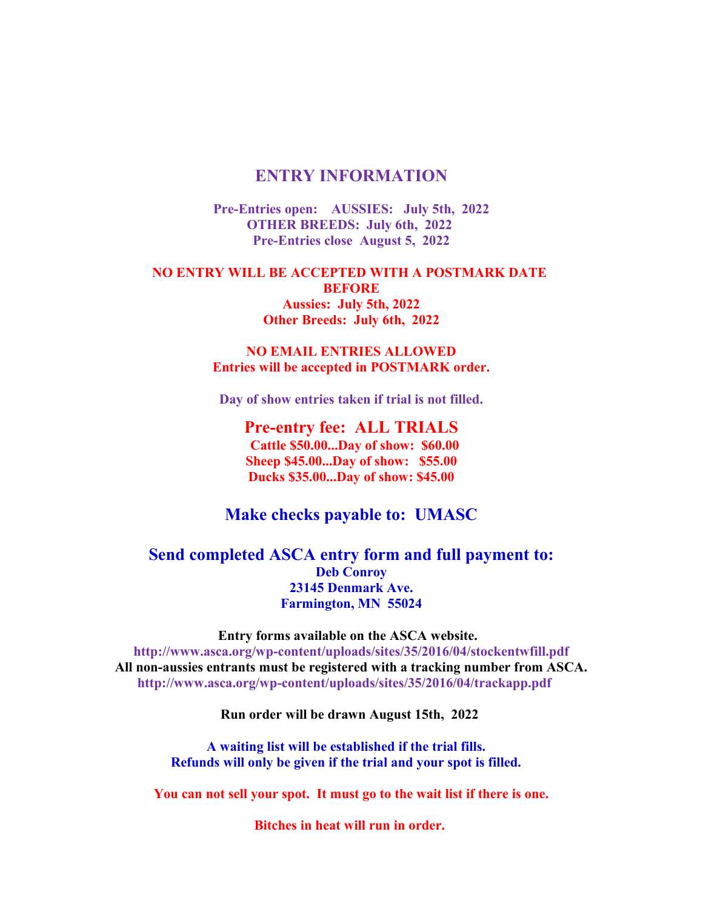# ENTRY INFORMATION

**Pre-Entries open: AUSSIES: July 5th, 2022**
**OTHER BREEDS: July 6th, 2022**
**Pre-Entries close August 5, 2022**

**NO ENTRY WILL BE ACCEPTED WITH A POSTMARK DATE BEFORE**
**Aussies: July 5th, 2022**
**Other Breeds: July 6th, 2022**

**NO EMAIL ENTRIES ALLOWED**
**Entries will be accepted in POSTMARK order.**

**Day of show entries taken if trial is not filled.**

## Pre-entry fee: ALL TRIALS

**Cattle $50.00...Day of show: $60.00**
**Sheep $45.00...Day of show: $55.00**
**Ducks $35.00...Day of show: $45.00**

## Make checks payable to: UMASC

## Send completed ASCA entry form and full payment to:

**Deb Conroy**
**23145 Denmark Ave.**
**Farmington, MN 55024**

**Entry forms available on the ASCA website.**
**http://www.asca.org/wp-content/uploads/sites/35/2016/04/stockentwfill.pdf**
**All non-aussies entrants must be registered with a tracking number from ASCA.**
**http://www.asca.org/wp-content/uploads/sites/35/2016/04/trackapp.pdf**

**Run order will be drawn August 15th, 2022**

**A waiting list will be established if the trial fills.**
**Refunds will only be given if the trial and your spot is filled.**

**You can not sell your spot. It must go to the wait list if there is one.**

**Bitches in heat will run in order.**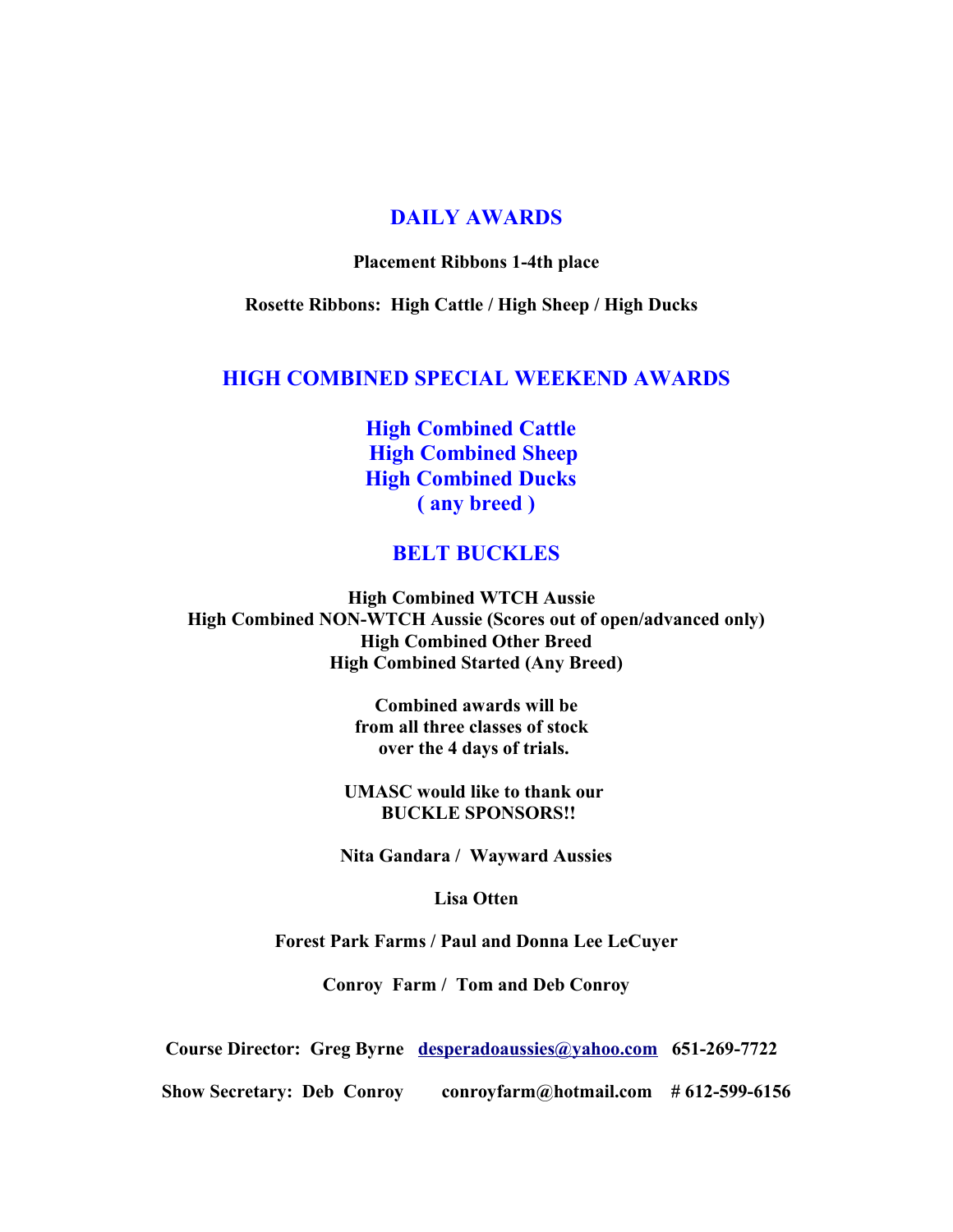## DAILY AWARDS

**Placement Ribbons 1-4th place**

**Rosette Ribbons: High Cattle / High Sheep / High Ducks**

## HIGH COMBINED SPECIAL WEEKEND AWARDS

**High Combined Cattle**
**High Combined Sheep**
**High Combined Ducks**
**( any breed )**

## BELT BUCKLES

**High Combined WTCH Aussie**
**High Combined NON-WTCH Aussie (Scores out of open/advanced only)**
**High Combined Other Breed**
**High Combined Started (Any Breed)**

**Combined awards will be from all three classes of stock over the 4 days of trials.**

**UMASC would like to thank our BUCKLE SPONSORS!!**

**Nita Gandara / Wayward Aussies**

**Lisa Otten**

**Forest Park Farms / Paul and Donna Lee LeCuyer**

**Conroy Farm / Tom and Deb Conroy**

**Course Director: Greg Byrne desperadoaussies@yahoo.com 651-269-7722**

**Show Secretary: Deb Conroy conroyfarm@hotmail.com # 612-599-6156**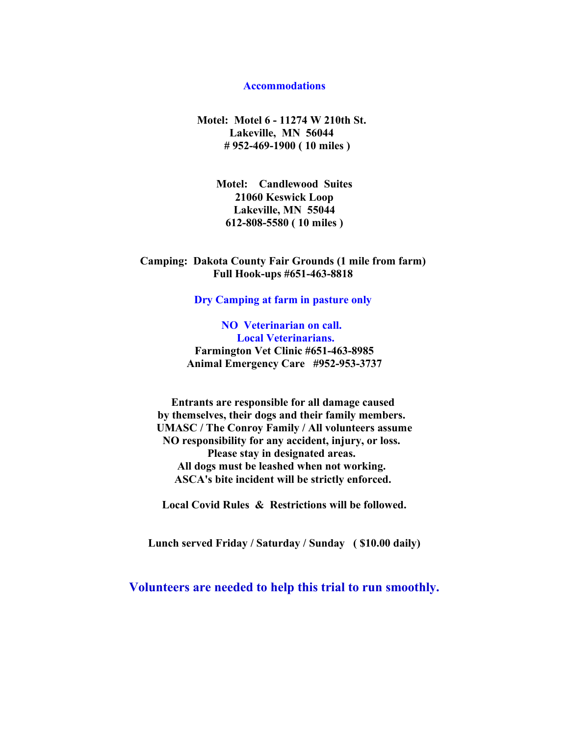## Accommodations

**Motel: Motel 6 - 11274 W 210th St.**
**Lakeville, MN 56044**
**# 952-469-1900 ( 10 miles )**

**Motel: Candlewood Suites**
**21060 Keswick Loop**
**Lakeville, MN 55044**
**612-808-5580 ( 10 miles )**

**Camping: Dakota County Fair Grounds (1 mile from farm)**
**Full Hook-ups #651-463-8818**

**Dry Camping at farm in pasture only**

**NO Veterinarian on call.**
**Local Veterinarians.**
**Farmington Vet Clinic #651-463-8985**
**Animal Emergency Care #952-953-3737**

**Entrants are responsible for all damage caused by themselves, their dogs and their family members. UMASC / The Conroy Family / All volunteers assume NO responsibility for any accident, injury, or loss. Please stay in designated areas. All dogs must be leashed when not working. ASCA's bite incident will be strictly enforced.**

**Local Covid Rules & Restrictions will be followed.**

**Lunch served Friday / Saturday / Sunday ( $10.00 daily)**

**Volunteers are needed to help this trial to run smoothly.**